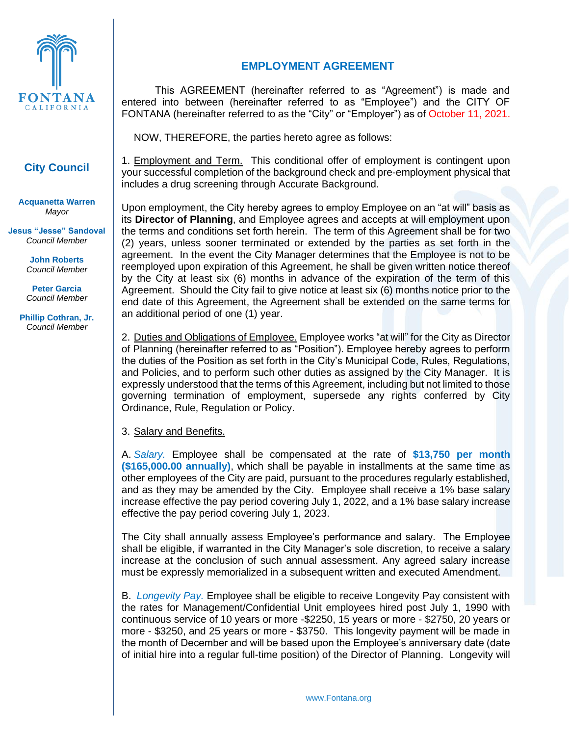FONTANA
CALIFORNIA

**City Council**

**Acquanetta Warren**
*Mayor*

**Jesus "Jesse" Sandoval**
*Council Member*

**John Roberts**
*Council Member*

**Peter Garcia**
*Council Member*

**Phillip Cothran, Jr.**
*Council Member*

## EMPLOYMENT AGREEMENT

This AGREEMENT (hereinafter referred to as "Agreement") is made and entered into between (hereinafter referred to as "Employee") and the CITY OF FONTANA (hereinafter referred to as the "City" or "Employer") as of October 11, 2021.

NOW, THEREFORE, the parties hereto agree as follows:

1. Employment and Term. This conditional offer of employment is contingent upon your successful completion of the background check and pre-employment physical that includes a drug screening through Accurate Background.

Upon employment, the City hereby agrees to employ Employee on an "at will" basis as its **Director of Planning**, and Employee agrees and accepts at will employment upon the terms and conditions set forth herein. The term of this Agreement shall be for two (2) years, unless sooner terminated or extended by the parties as set forth in the agreement. In the event the City Manager determines that the Employee is not to be reemployed upon expiration of this Agreement, he shall be given written notice thereof by the City at least six (6) months in advance of the expiration of the term of this Agreement. Should the City fail to give notice at least six (6) months notice prior to the end date of this Agreement, the Agreement shall be extended on the same terms for an additional period of one (1) year.

2. Duties and Obligations of Employee. Employee works "at will" for the City as Director of Planning (hereinafter referred to as "Position"). Employee hereby agrees to perform the duties of the Position as set forth in the City's Municipal Code, Rules, Regulations, and Policies, and to perform such other duties as assigned by the City Manager. It is expressly understood that the terms of this Agreement, including but not limited to those governing termination of employment, supersede any rights conferred by City Ordinance, Rule, Regulation or Policy.

3. Salary and Benefits.

A. *Salary.* Employee shall be compensated at the rate of **$13,750 per month ($165,000.00 annually)**, which shall be payable in installments at the same time as other employees of the City are paid, pursuant to the procedures regularly established, and as they may be amended by the City. Employee shall receive a 1% base salary increase effective the pay period covering July 1, 2022, and a 1% base salary increase effective the pay period covering July 1, 2023.

The City shall annually assess Employee's performance and salary. The Employee shall be eligible, if warranted in the City Manager's sole discretion, to receive a salary increase at the conclusion of such annual assessment. Any agreed salary increase must be expressly memorialized in a subsequent written and executed Amendment.

B. *Longevity Pay.* Employee shall be eligible to receive Longevity Pay consistent with the rates for Management/Confidential Unit employees hired post July 1, 1990 with continuous service of 10 years or more -$2250, 15 years or more - $2750, 20 years or more - $3250, and 25 years or more - $3750. This longevity payment will be made in the month of December and will be based upon the Employee's anniversary date (date of initial hire into a regular full-time position) of the Director of Planning. Longevity will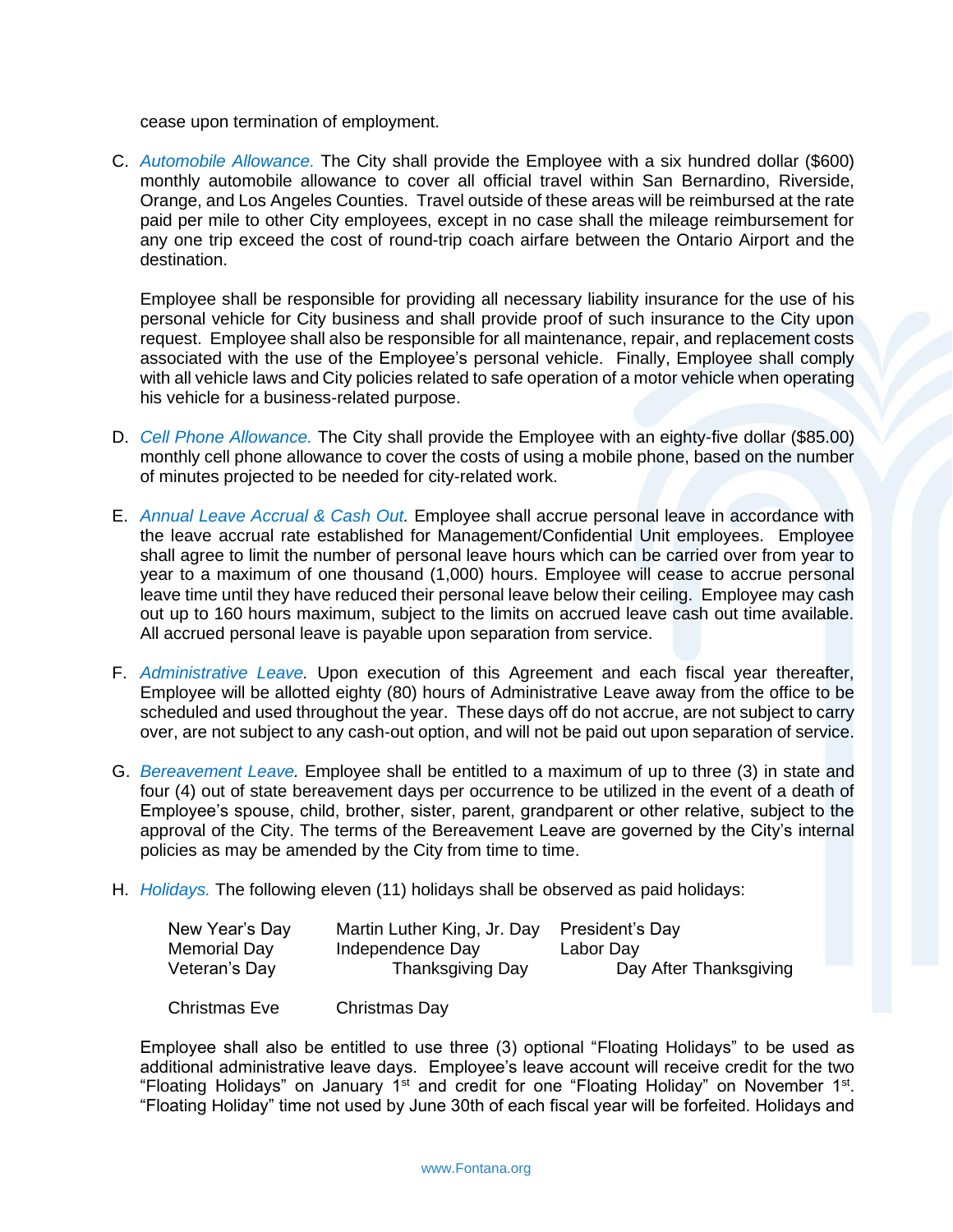cease upon termination of employment.

C. *Automobile Allowance.* The City shall provide the Employee with a six hundred dollar ($600) monthly automobile allowance to cover all official travel within San Bernardino, Riverside, Orange, and Los Angeles Counties. Travel outside of these areas will be reimbursed at the rate paid per mile to other City employees, except in no case shall the mileage reimbursement for any one trip exceed the cost of round-trip coach airfare between the Ontario Airport and the destination.

   Employee shall be responsible for providing all necessary liability insurance for the use of his personal vehicle for City business and shall provide proof of such insurance to the City upon request. Employee shall also be responsible for all maintenance, repair, and replacement costs associated with the use of the Employee's personal vehicle. Finally, Employee shall comply with all vehicle laws and City policies related to safe operation of a motor vehicle when operating his vehicle for a business-related purpose.

D. *Cell Phone Allowance.* The City shall provide the Employee with an eighty-five dollar ($85.00) monthly cell phone allowance to cover the costs of using a mobile phone, based on the number of minutes projected to be needed for city-related work.

E. *Annual Leave Accrual & Cash Out.* Employee shall accrue personal leave in accordance with the leave accrual rate established for Management/Confidential Unit employees. Employee shall agree to limit the number of personal leave hours which can be carried over from year to year to a maximum of one thousand (1,000) hours. Employee will cease to accrue personal leave time until they have reduced their personal leave below their ceiling. Employee may cash out up to 160 hours maximum, subject to the limits on accrued leave cash out time available. All accrued personal leave is payable upon separation from service.

F. *Administrative Leave.* Upon execution of this Agreement and each fiscal year thereafter, Employee will be allotted eighty (80) hours of Administrative Leave away from the office to be scheduled and used throughout the year. These days off do not accrue, are not subject to carry over, are not subject to any cash-out option, and will not be paid out upon separation of service.

G. *Bereavement Leave.* Employee shall be entitled to a maximum of up to three (3) in state and four (4) out of state bereavement days per occurrence to be utilized in the event of a death of Employee's spouse, child, brother, sister, parent, grandparent or other relative, subject to the approval of the City. The terms of the Bereavement Leave are governed by the City's internal policies as may be amended by the City from time to time.

H. *Holidays.* The following eleven (11) holidays shall be observed as paid holidays:

| | | |
|---|---|---|
| New Year's Day | Martin Luther King, Jr. Day | President's Day |
| Memorial Day | Independence Day | Labor Day |
| Veteran's Day | Thanksgiving Day | Day After Thanksgiving |
| Christmas Eve | Christmas Day | |

   Employee shall also be entitled to use three (3) optional "Floating Holidays" to be used as additional administrative leave days. Employee's leave account will receive credit for the two "Floating Holidays" on January 1st and credit for one "Floating Holiday" on November 1st. "Floating Holiday" time not used by June 30th of each fiscal year will be forfeited. Holidays and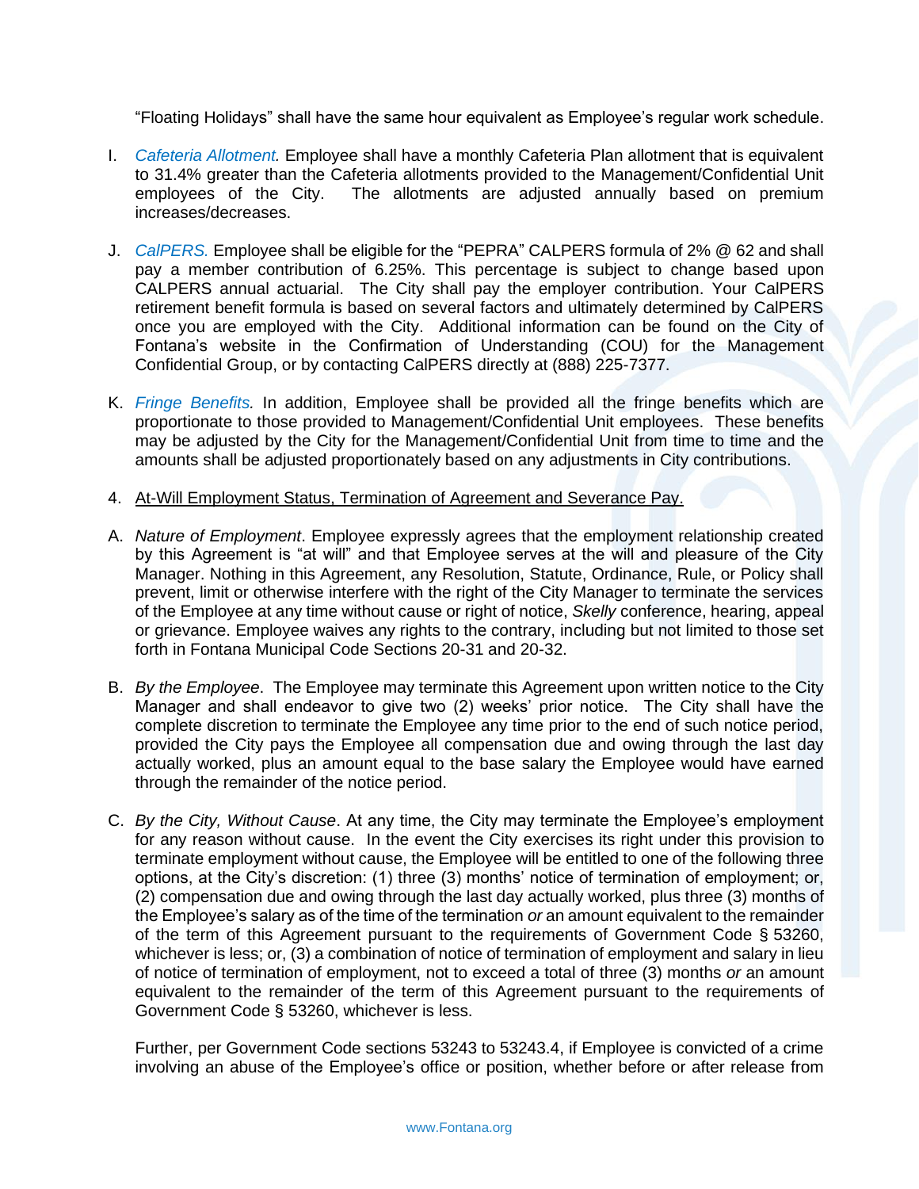"Floating Holidays" shall have the same hour equivalent as Employee's regular work schedule.

I. *Cafeteria Allotment.* Employee shall have a monthly Cafeteria Plan allotment that is equivalent to 31.4% greater than the Cafeteria allotments provided to the Management/Confidential Unit employees of the City. The allotments are adjusted annually based on premium increases/decreases.

J. *CalPERS.* Employee shall be eligible for the "PEPRA" CALPERS formula of 2% @ 62 and shall pay a member contribution of 6.25%. This percentage is subject to change based upon CALPERS annual actuarial. The City shall pay the employer contribution. Your CalPERS retirement benefit formula is based on several factors and ultimately determined by CalPERS once you are employed with the City. Additional information can be found on the City of Fontana's website in the Confirmation of Understanding (COU) for the Management Confidential Group, or by contacting CalPERS directly at (888) 225-7377.

K. *Fringe Benefits.* In addition, Employee shall be provided all the fringe benefits which are proportionate to those provided to Management/Confidential Unit employees. These benefits may be adjusted by the City for the Management/Confidential Unit from time to time and the amounts shall be adjusted proportionately based on any adjustments in City contributions.

4. At-Will Employment Status, Termination of Agreement and Severance Pay.

A. *Nature of Employment*. Employee expressly agrees that the employment relationship created by this Agreement is "at will" and that Employee serves at the will and pleasure of the City Manager. Nothing in this Agreement, any Resolution, Statute, Ordinance, Rule, or Policy shall prevent, limit or otherwise interfere with the right of the City Manager to terminate the services of the Employee at any time without cause or right of notice, *Skelly* conference, hearing, appeal or grievance. Employee waives any rights to the contrary, including but not limited to those set forth in Fontana Municipal Code Sections 20-31 and 20-32.

B. *By the Employee*. The Employee may terminate this Agreement upon written notice to the City Manager and shall endeavor to give two (2) weeks' prior notice. The City shall have the complete discretion to terminate the Employee any time prior to the end of such notice period, provided the City pays the Employee all compensation due and owing through the last day actually worked, plus an amount equal to the base salary the Employee would have earned through the remainder of the notice period.

C. *By the City, Without Cause*. At any time, the City may terminate the Employee's employment for any reason without cause. In the event the City exercises its right under this provision to terminate employment without cause, the Employee will be entitled to one of the following three options, at the City's discretion: (1) three (3) months' notice of termination of employment; or, (2) compensation due and owing through the last day actually worked, plus three (3) months of the Employee's salary as of the time of the termination *or* an amount equivalent to the remainder of the term of this Agreement pursuant to the requirements of Government Code § 53260, whichever is less; or, (3) a combination of notice of termination of employment and salary in lieu of notice of termination of employment, not to exceed a total of three (3) months *or* an amount equivalent to the remainder of the term of this Agreement pursuant to the requirements of Government Code § 53260, whichever is less.

Further, per Government Code sections 53243 to 53243.4, if Employee is convicted of a crime involving an abuse of the Employee's office or position, whether before or after release from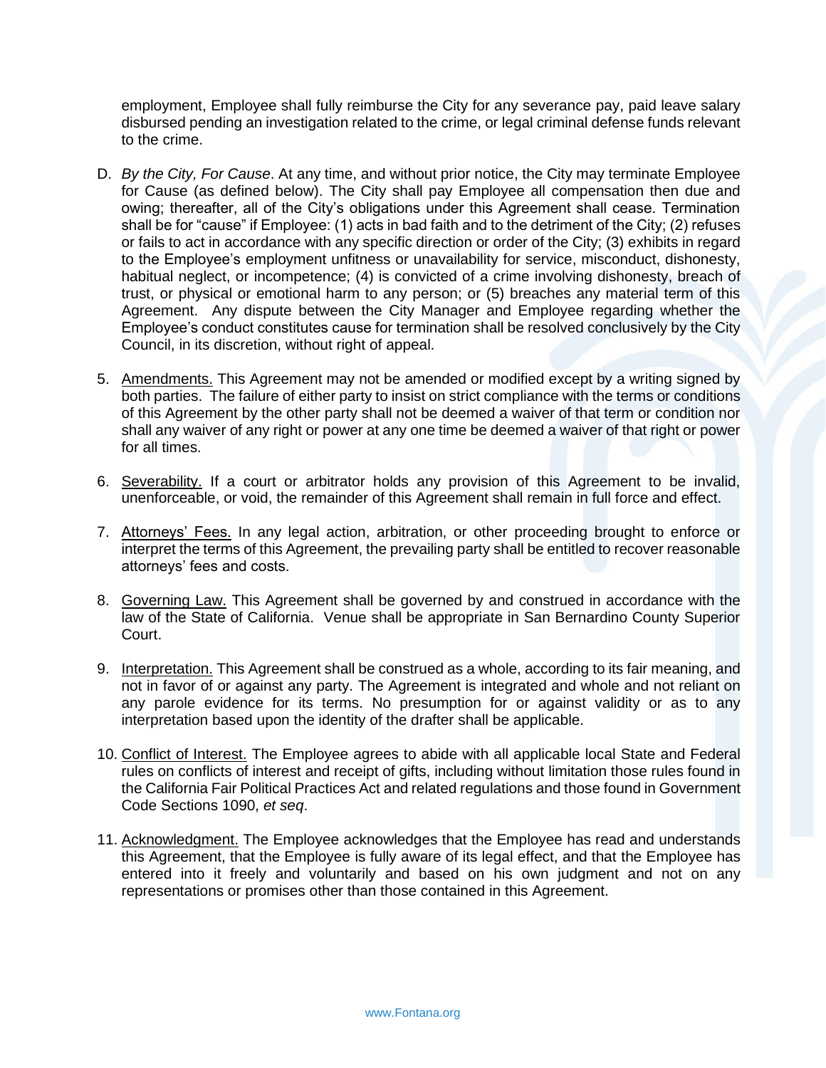employment, Employee shall fully reimburse the City for any severance pay, paid leave salary disbursed pending an investigation related to the crime, or legal criminal defense funds relevant to the crime.

D. *By the City, For Cause*. At any time, and without prior notice, the City may terminate Employee for Cause (as defined below). The City shall pay Employee all compensation then due and owing; thereafter, all of the City's obligations under this Agreement shall cease. Termination shall be for "cause" if Employee: (1) acts in bad faith and to the detriment of the City; (2) refuses or fails to act in accordance with any specific direction or order of the City; (3) exhibits in regard to the Employee's employment unfitness or unavailability for service, misconduct, dishonesty, habitual neglect, or incompetence; (4) is convicted of a crime involving dishonesty, breach of trust, or physical or emotional harm to any person; or (5) breaches any material term of this Agreement. Any dispute between the City Manager and Employee regarding whether the Employee's conduct constitutes cause for termination shall be resolved conclusively by the City Council, in its discretion, without right of appeal.

5. Amendments. This Agreement may not be amended or modified except by a writing signed by both parties. The failure of either party to insist on strict compliance with the terms or conditions of this Agreement by the other party shall not be deemed a waiver of that term or condition nor shall any waiver of any right or power at any one time be deemed a waiver of that right or power for all times.

6. Severability. If a court or arbitrator holds any provision of this Agreement to be invalid, unenforceable, or void, the remainder of this Agreement shall remain in full force and effect.

7. Attorneys' Fees. In any legal action, arbitration, or other proceeding brought to enforce or interpret the terms of this Agreement, the prevailing party shall be entitled to recover reasonable attorneys' fees and costs.

8. Governing Law. This Agreement shall be governed by and construed in accordance with the law of the State of California. Venue shall be appropriate in San Bernardino County Superior Court.

9. Interpretation. This Agreement shall be construed as a whole, according to its fair meaning, and not in favor of or against any party. The Agreement is integrated and whole and not reliant on any parole evidence for its terms. No presumption for or against validity or as to any interpretation based upon the identity of the drafter shall be applicable.

10. Conflict of Interest. The Employee agrees to abide with all applicable local State and Federal rules on conflicts of interest and receipt of gifts, including without limitation those rules found in the California Fair Political Practices Act and related regulations and those found in Government Code Sections 1090, *et seq*.

11. Acknowledgment. The Employee acknowledges that the Employee has read and understands this Agreement, that the Employee is fully aware of its legal effect, and that the Employee has entered into it freely and voluntarily and based on his own judgment and not on any representations or promises other than those contained in this Agreement.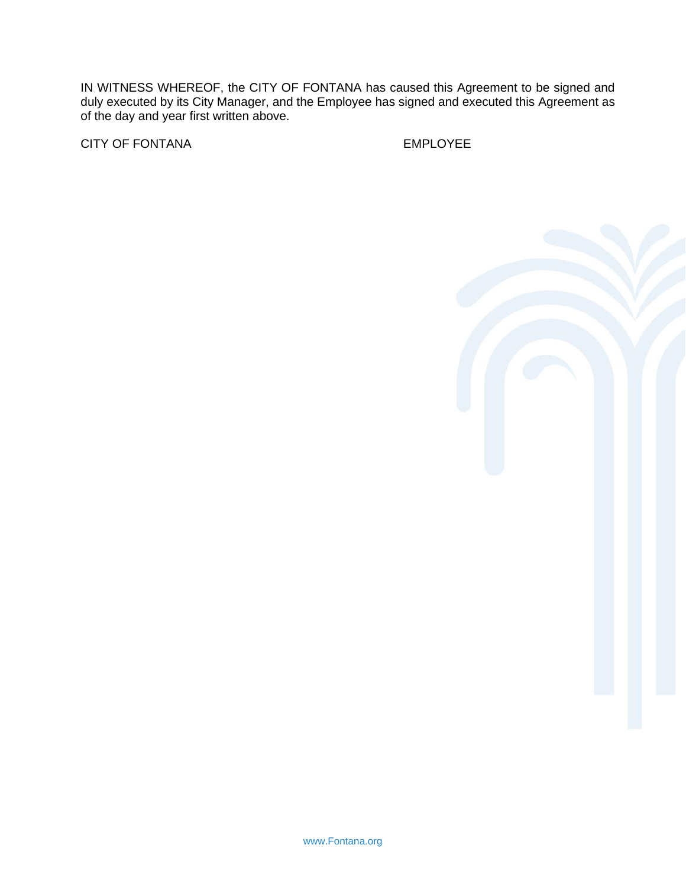IN WITNESS WHEREOF, the CITY OF FONTANA has caused this Agreement to be signed and duly executed by its City Manager, and the Employee has signed and executed this Agreement as of the day and year first written above.

CITY OF FONTANA EMPLOYEE